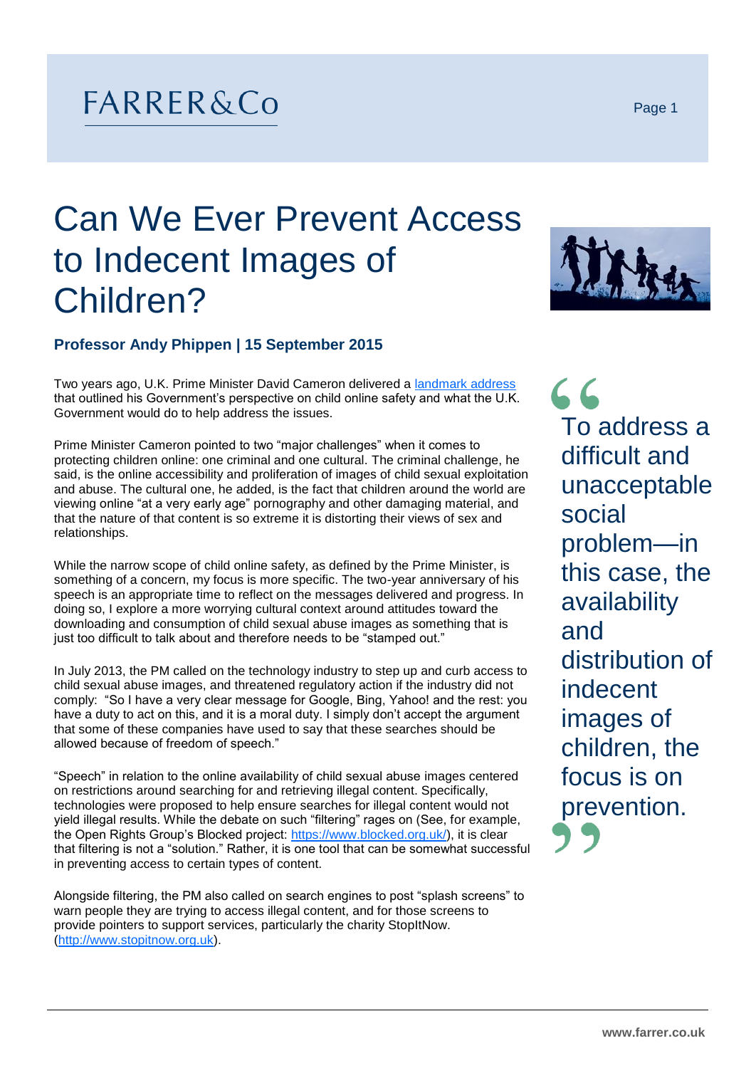FARRER&Co

# Can We Ever Prevent Access to Indecent Images of Children?

**Professor Andy Phippen | 15 September 2015**

Two years ago, U.K. Prime Minister David Cameron delivered a landmark address that outlined his Government's perspective on child online safety and what the U.K. Government would do to help address the issues.

Prime Minister Cameron pointed to two "major challenges" when it comes to protecting children online: one criminal and one cultural. The criminal challenge, he said, is the online accessibility and proliferation of images of child sexual exploitation and abuse. The cultural one, he added, is the fact that children around the world are viewing online "at a very early age" pornography and other damaging material, and that the nature of that content is so extreme it is distorting their views of sex and relationships.

While the narrow scope of child online safety, as defined by the Prime Minister, is something of a concern, my focus is more specific. The two-year anniversary of his speech is an appropriate time to reflect on the messages delivered and progress. In doing so, I explore a more worrying cultural context around attitudes toward the downloading and consumption of child sexual abuse images as something that is just too difficult to talk about and therefore needs to be "stamped out."

> "To address a difficult and unacceptable social problem—in this case, the availability and distribution of indecent images of children, the focus is on prevention."

In July 2013, the PM called on the technology industry to step up and curb access to child sexual abuse images, and threatened regulatory action if the industry did not comply: "So I have a very clear message for Google, Bing, Yahoo! and the rest: you have a duty to act on this, and it is a moral duty. I simply don't accept the argument that some of these companies have used to say that these searches should be allowed because of freedom of speech."

"Speech" in relation to the online availability of child sexual abuse images centered on restrictions around searching for and retrieving illegal content. Specifically, technologies were proposed to help ensure searches for illegal content would not yield illegal results. While the debate on such "filtering" rages on (See, for example, the Open Rights Group's Blocked project: https://www.blocked.org.uk/), it is clear that filtering is not a "solution." Rather, it is one tool that can be somewhat successful in preventing access to certain types of content.

Alongside filtering, the PM also called on search engines to post "splash screens" to warn people they are trying to access illegal content, and for those screens to provide pointers to support services, particularly the charity StopItNow. (http://www.stopitnow.org.uk).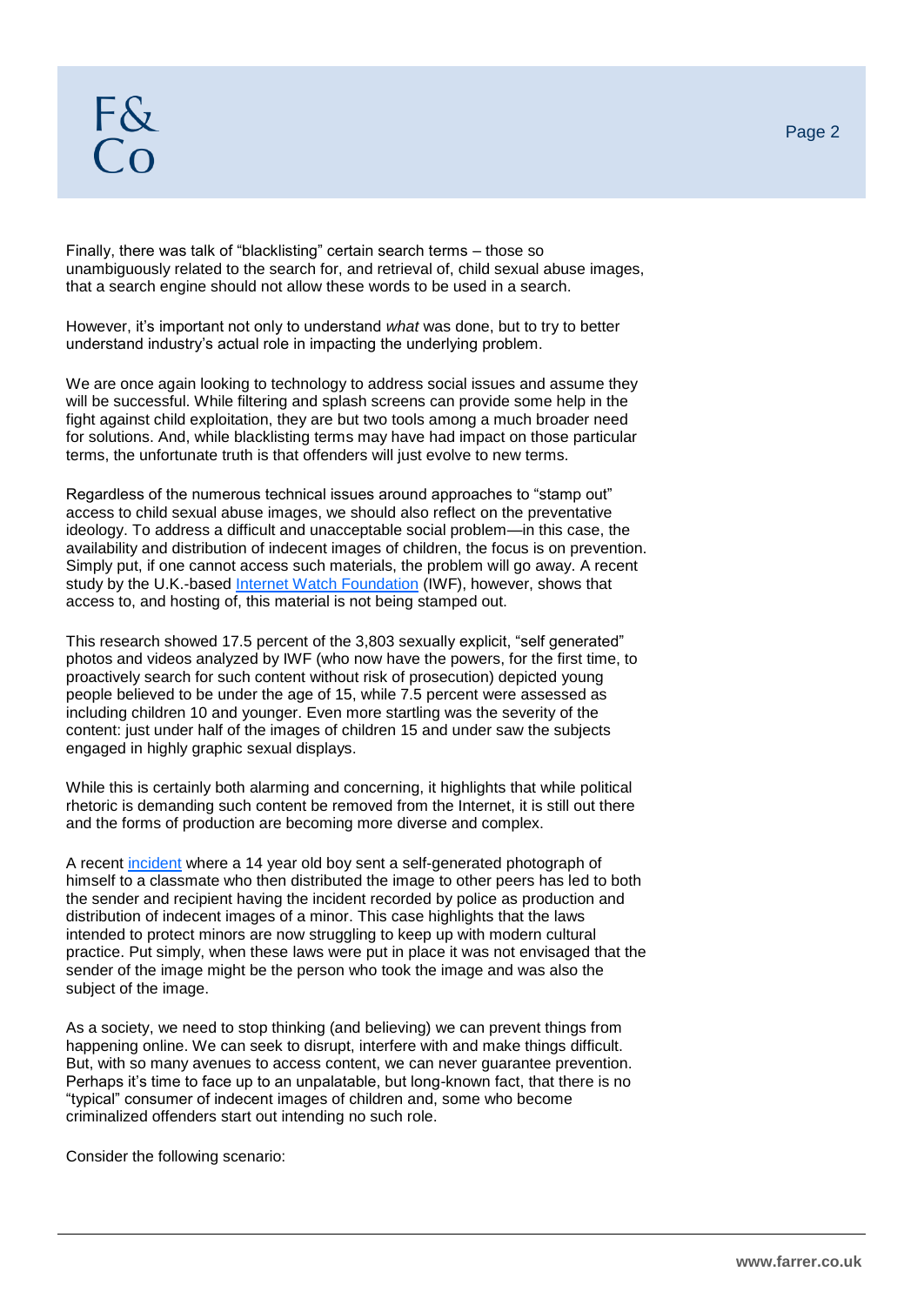Finally, there was talk of "blacklisting" certain search terms – those so unambiguously related to the search for, and retrieval of, child sexual abuse images, that a search engine should not allow these words to be used in a search.

However, it's important not only to understand *what* was done, but to try to better understand industry's actual role in impacting the underlying problem.

We are once again looking to technology to address social issues and assume they will be successful. While filtering and splash screens can provide some help in the fight against child exploitation, they are but two tools among a much broader need for solutions. And, while blacklisting terms may have had impact on those particular terms, the unfortunate truth is that offenders will just evolve to new terms.

Regardless of the numerous technical issues around approaches to "stamp out" access to child sexual abuse images, we should also reflect on the preventative ideology. To address a difficult and unacceptable social problem—in this case, the availability and distribution of indecent images of children, the focus is on prevention. Simply put, if one cannot access such materials, the problem will go away. A recent study by the U.K.-based Internet Watch Foundation (IWF), however, shows that access to, and hosting of, this material is not being stamped out.

This research showed 17.5 percent of the 3,803 sexually explicit, "self generated" photos and videos analyzed by IWF (who now have the powers, for the first time, to proactively search for such content without risk of prosecution) depicted young people believed to be under the age of 15, while 7.5 percent were assessed as including children 10 and younger. Even more startling was the severity of the content: just under half of the images of children 15 and under saw the subjects engaged in highly graphic sexual displays.

While this is certainly both alarming and concerning, it highlights that while political rhetoric is demanding such content be removed from the Internet, it is still out there and the forms of production are becoming more diverse and complex.

A recent incident where a 14 year old boy sent a self-generated photograph of himself to a classmate who then distributed the image to other peers has led to both the sender and recipient having the incident recorded by police as production and distribution of indecent images of a minor. This case highlights that the laws intended to protect minors are now struggling to keep up with modern cultural practice. Put simply, when these laws were put in place it was not envisaged that the sender of the image might be the person who took the image and was also the subject of the image.

As a society, we need to stop thinking (and believing) we can prevent things from happening online. We can seek to disrupt, interfere with and make things difficult. But, with so many avenues to access content, we can never guarantee prevention. Perhaps it's time to face up to an unpalatable, but long-known fact, that there is no "typical" consumer of indecent images of children and, some who become criminalized offenders start out intending no such role.

Consider the following scenario: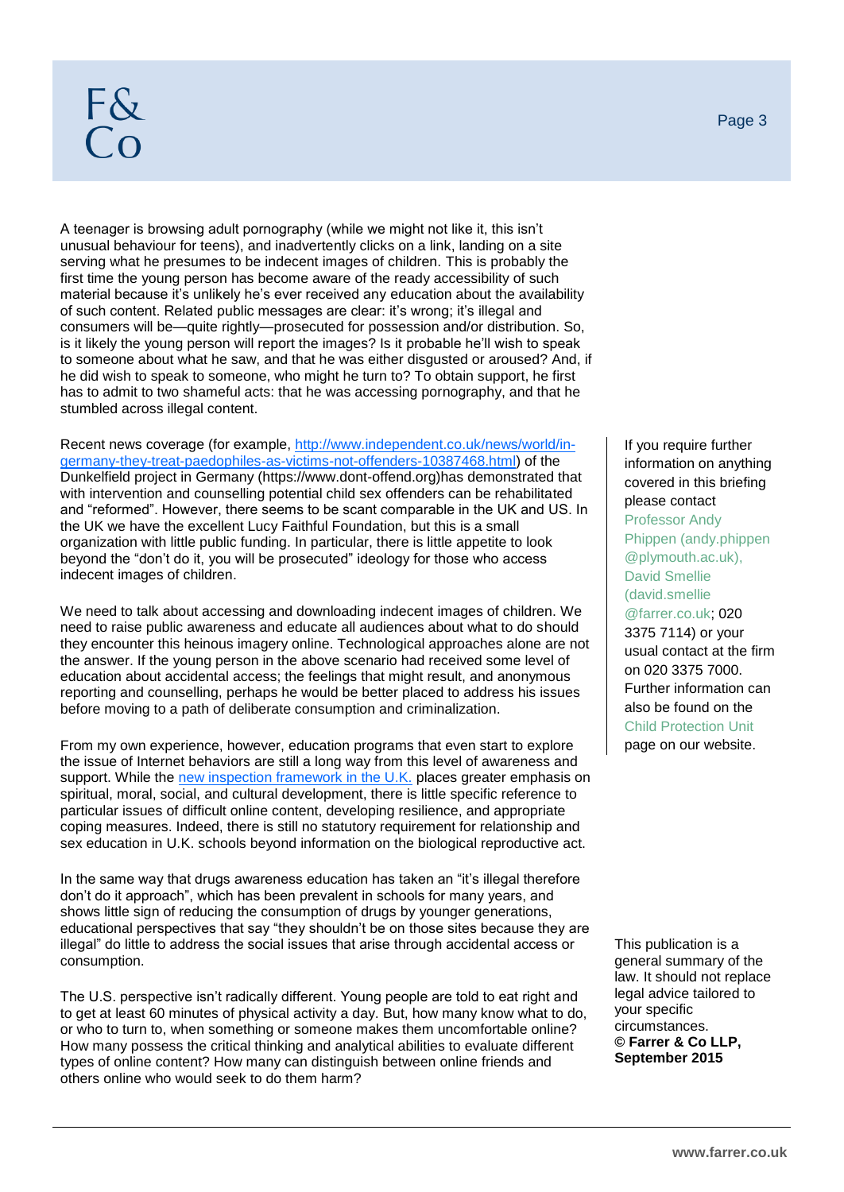A teenager is browsing adult pornography (while we might not like it, this isn't unusual behaviour for teens), and inadvertently clicks on a link, landing on a site serving what he presumes to be indecent images of children. This is probably the first time the young person has become aware of the ready accessibility of such material because it's unlikely he's ever received any education about the availability of such content. Related public messages are clear: it's wrong; it's illegal and consumers will be—quite rightly—prosecuted for possession and/or distribution. So, is it likely the young person will report the images? Is it probable he'll wish to speak to someone about what he saw, and that he was either disgusted or aroused? And, if he did wish to speak to someone, who might he turn to? To obtain support, he first has to admit to two shameful acts: that he was accessing pornography, and that he stumbled across illegal content.

Recent news coverage (for example, [http://www.independent.co.uk/news/world/in-germany-they-treat-paedophiles-as-victims-not-offenders-10387468.html](http://www.independent.co.uk/news/world/in-germany-they-treat-paedophiles-as-victims-not-offenders-10387468.html)) of the Dunkelfield project in Germany (https://www.dont-offend.org)has demonstrated that with intervention and counselling potential child sex offenders can be rehabilitated and "reformed". However, there seems to be scant comparable in the UK and US. In the UK we have the excellent Lucy Faithful Foundation, but this is a small organization with little public funding. In particular, there is little appetite to look beyond the "don't do it, you will be prosecuted" ideology for those who access indecent images of children.

We need to talk about accessing and downloading indecent images of children. We need to raise public awareness and educate all audiences about what to do should they encounter this heinous imagery online. Technological approaches alone are not the answer. If the young person in the above scenario had received some level of education about accidental access; the feelings that might result, and anonymous reporting and counselling, perhaps he would be better placed to address his issues before moving to a path of deliberate consumption and criminalization.

From my own experience, however, education programs that even start to explore the issue of Internet behaviors are still a long way from this level of awareness and support. While the new inspection framework in the U.K. places greater emphasis on spiritual, moral, social, and cultural development, there is little specific reference to particular issues of difficult online content, developing resilience, and appropriate coping measures. Indeed, there is still no statutory requirement for relationship and sex education in U.K. schools beyond information on the biological reproductive act.

In the same way that drugs awareness education has taken an "it's illegal therefore don't do it approach", which has been prevalent in schools for many years, and shows little sign of reducing the consumption of drugs by younger generations, educational perspectives that say "they shouldn't be on those sites because they are illegal" do little to address the social issues that arise through accidental access or consumption.

The U.S. perspective isn't radically different. Young people are told to eat right and to get at least 60 minutes of physical activity a day. But, how many know what to do, or who to turn to, when something or someone makes them uncomfortable online? How many possess the critical thinking and analytical abilities to evaluate different types of online content? How many can distinguish between online friends and others online who would seek to do them harm?

If you require further information on anything covered in this briefing please contact Professor Andy Phippen (andy.phippen@plymouth.ac.uk), David Smellie (david.smellie@farrer.co.uk; 020 3375 7114) or your usual contact at the firm on 020 3375 7000. Further information can also be found on the Child Protection Unit page on our website.

This publication is a general summary of the law. It should not replace legal advice tailored to your specific circumstances.
**© Farrer & Co LLP, September 2015**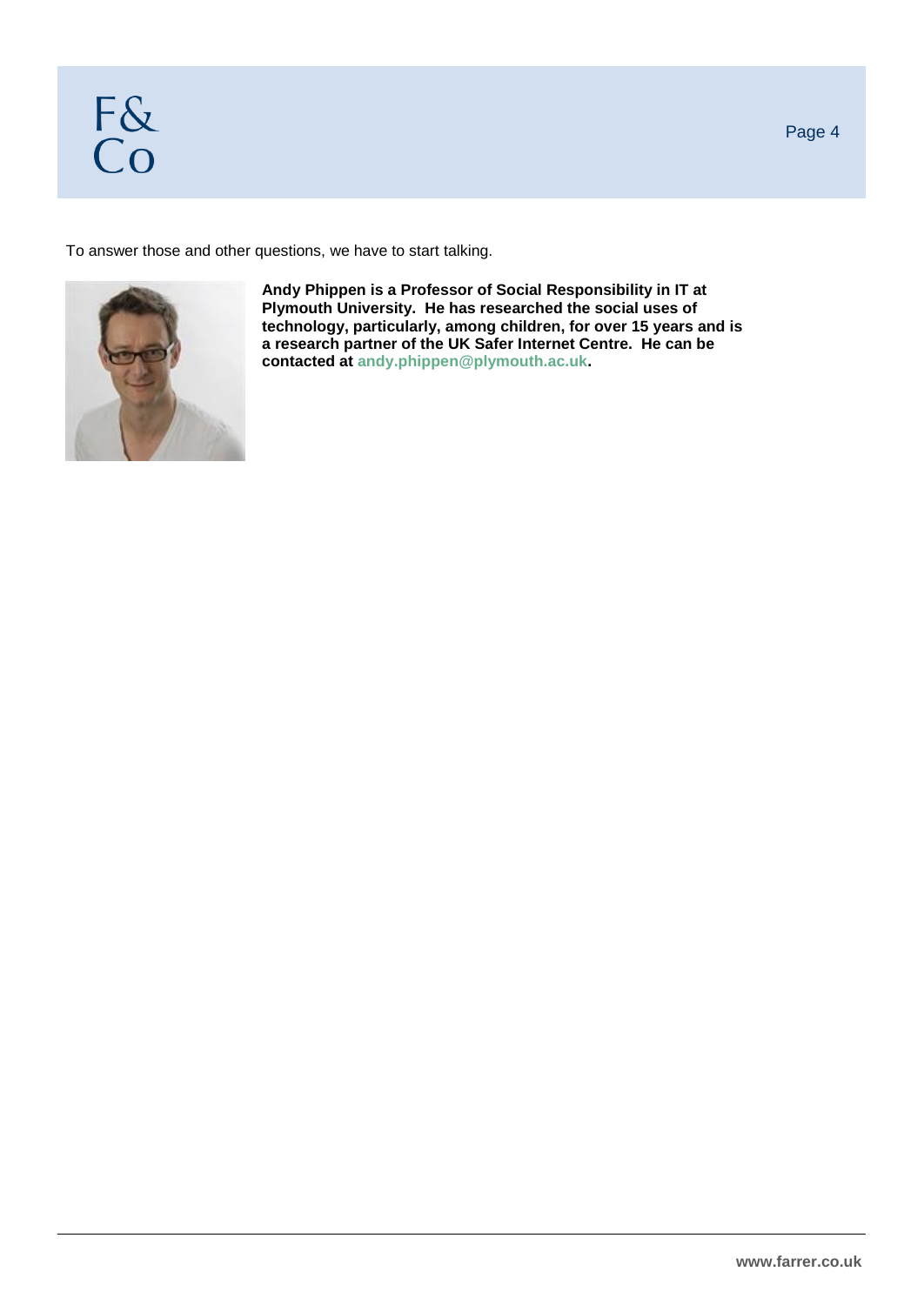To answer those and other questions, we have to start talking.

**Andy Phippen is a Professor of Social Responsibility in IT at Plymouth University. He has researched the social uses of technology, particularly, among children, for over 15 years and is a research partner of the UK Safer Internet Centre. He can be contacted at andy.phippen@plymouth.ac.uk.**